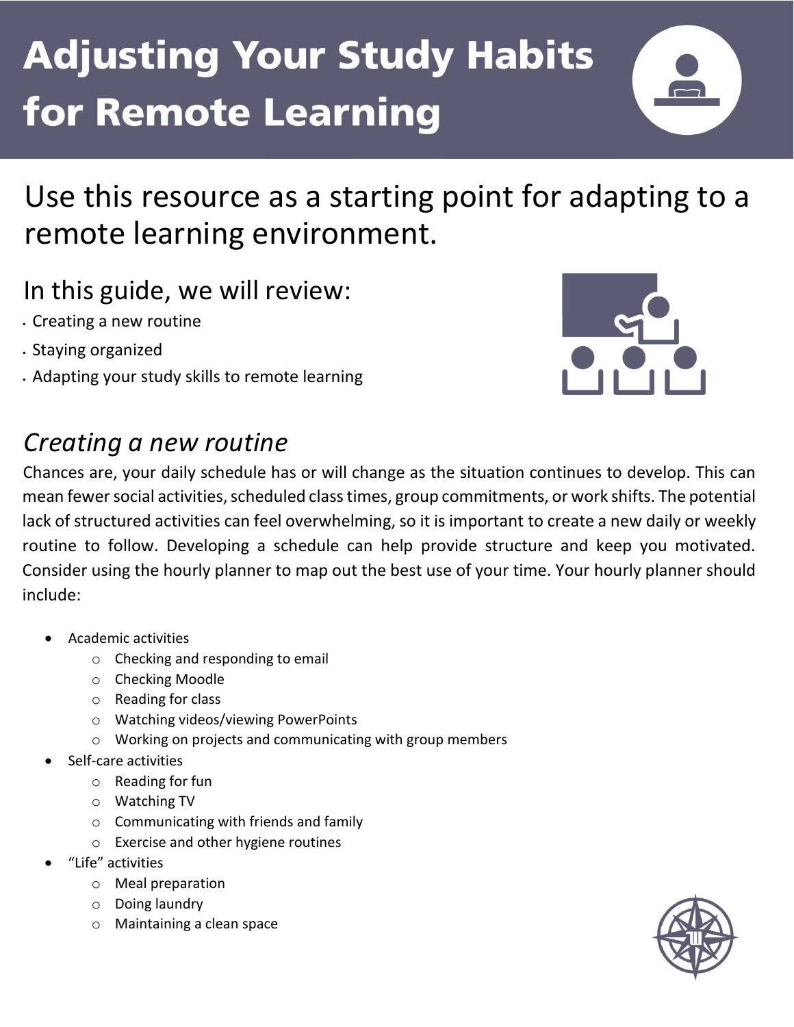# Adjusting Your Study Habits for Remote Learning

## Use this resource as a starting point for adapting to a remote learning environment.

### In this guide, we will review:

- Creating a new routine
- Staying organized
- Adapting your study skills to remote learning

## *Creating a new routine*

Chances are, your daily schedule has or will change as the situation continues to develop. This can mean fewer social activities, scheduled class times, group commitments, or work shifts. The potential lack of structured activities can feel overwhelming, so it is important to create a new daily or weekly routine to follow. Developing a schedule can help provide structure and keep you motivated. Consider using the hourly planner to map out the best use of your time. Your hourly planner should include:

- Academic activities
  - Checking and responding to email
  - Checking Moodle
  - Reading for class
  - Watching videos/viewing PowerPoints
  - Working on projects and communicating with group members
- Self-care activities
  - Reading for fun
  - Watching TV
  - Communicating with friends and family
  - Exercise and other hygiene routines
- "Life" activities
  - Meal preparation
  - Doing laundry
  - Maintaining a clean space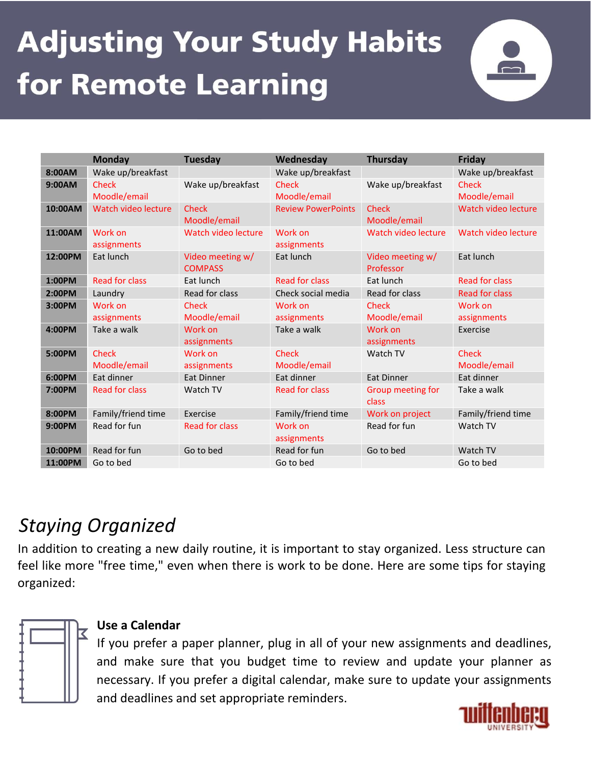# Adjusting Your Study Habits for Remote Learning

| | Monday | Tuesday | Wednesday | Thursday | Friday |
|---|---|---|---|---|---|
| **8:00AM** | Wake up/breakfast | | Wake up/breakfast | | Wake up/breakfast |
| **9:00AM** | Check Moodle/email | Wake up/breakfast | Check Moodle/email | Wake up/breakfast | Check Moodle/email |
| **10:00AM** | Watch video lecture | Check Moodle/email | Review PowerPoints | Check Moodle/email | Watch video lecture |
| **11:00AM** | Work on assignments | Watch video lecture | Work on assignments | Watch video lecture | Watch video lecture |
| **12:00PM** | Eat lunch | Video meeting w/ COMPASS | Eat lunch | Video meeting w/ Professor | Eat lunch |
| **1:00PM** | Read for class | Eat lunch | Read for class | Eat lunch | Read for class |
| **2:00PM** | Laundry | Read for class | Check social media | Read for class | Read for class |
| **3:00PM** | Work on assignments | Check Moodle/email | Work on assignments | Check Moodle/email | Work on assignments |
| **4:00PM** | Take a walk | Work on assignments | Take a walk | Work on assignments | Exercise |
| **5:00PM** | Check Moodle/email | Work on assignments | Check Moodle/email | Watch TV | Check Moodle/email |
| **6:00PM** | Eat dinner | Eat Dinner | Eat dinner | Eat Dinner | Eat dinner |
| **7:00PM** | Read for class | Watch TV | Read for class | Group meeting for class | Take a walk |
| **8:00PM** | Family/friend time | Exercise | Family/friend time | Work on project | Family/friend time |
| **9:00PM** | Read for fun | Read for class | Work on assignments | Read for fun | Watch TV |
| **10:00PM** | Read for fun | Go to bed | Read for fun | Go to bed | Watch TV |
| **11:00PM** | Go to bed | | Go to bed | | Go to bed |

## *Staying Organized*

In addition to creating a new daily routine, it is important to stay organized. Less structure can feel like more "free time," even when there is work to be done. Here are some tips for staying organized:

**Use a Calendar**

If you prefer a paper planner, plug in all of your new assignments and deadlines, and make sure that you budget time to review and update your planner as necessary. If you prefer a digital calendar, make sure to update your assignments and deadlines and set appropriate reminders.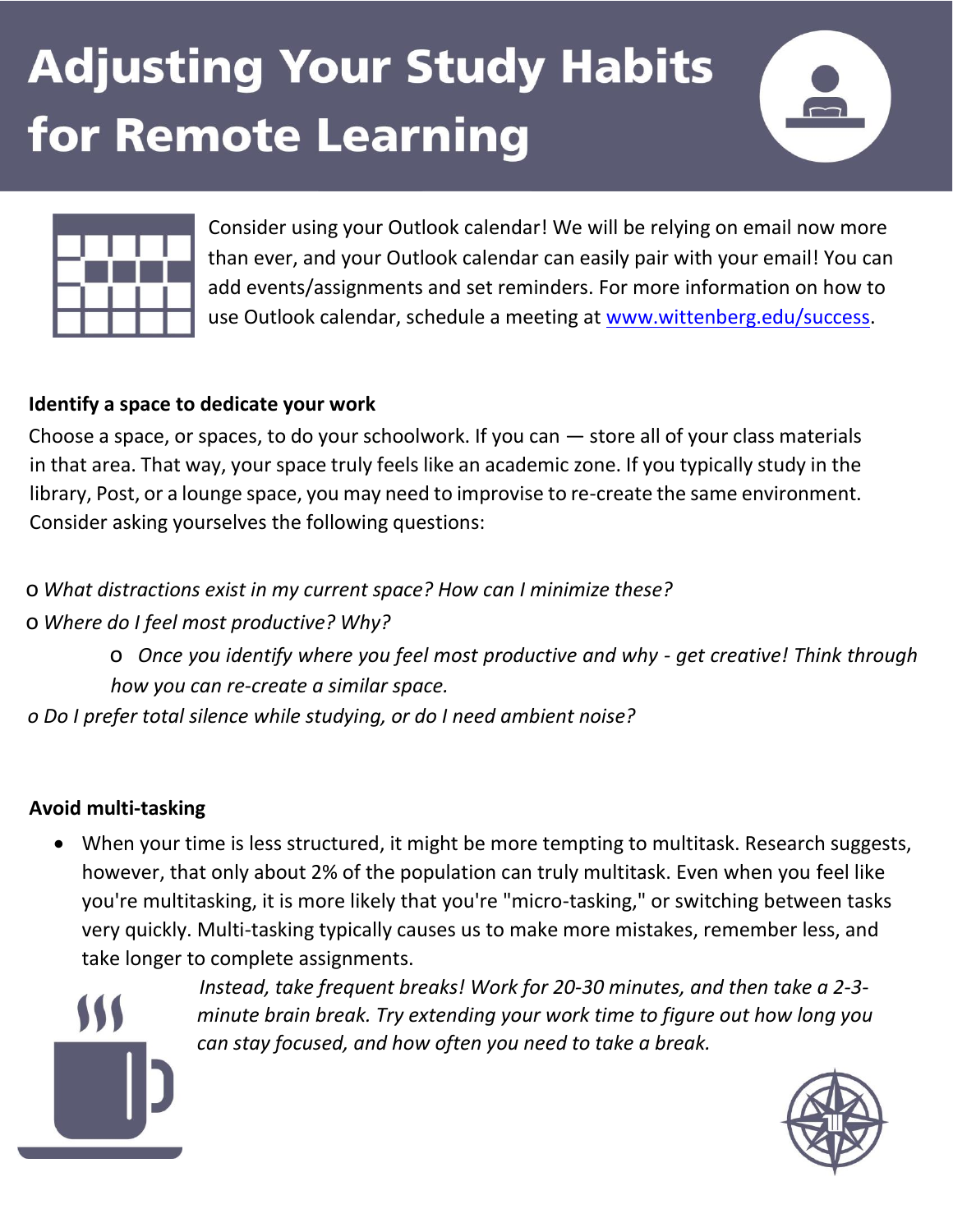# Adjusting Your Study Habits for Remote Learning

Consider using your Outlook calendar! We will be relying on email now more than ever, and your Outlook calendar can easily pair with your email! You can add events/assignments and set reminders. For more information on how to use Outlook calendar, schedule a meeting at [www.wittenberg.edu/success](www.wittenberg.edu/success).

**Identify a space to dedicate your work**

Choose a space, or spaces, to do your schoolwork. If you can — store all of your class materials in that area. That way, your space truly feels like an academic zone. If you typically study in the library, Post, or a lounge space, you may need to improvise to re-create the same environment. Consider asking yourselves the following questions:

- *What distractions exist in my current space? How can I minimize these?*
- *Where do I feel most productive? Why?*
  - *Once you identify where you feel most productive and why - get creative! Think through how you can re-create a similar space.*
- *Do I prefer total silence while studying, or do I need ambient noise?*

**Avoid multi-tasking**

- When your time is less structured, it might be more tempting to multitask. Research suggests, however, that only about 2% of the population can truly multitask. Even when you feel like you're multitasking, it is more likely that you're "micro-tasking," or switching between tasks very quickly. Multi-tasking typically causes us to make more mistakes, remember less, and take longer to complete assignments.

*Instead, take frequent breaks! Work for 20-30 minutes, and then take a 2-3-minute brain break. Try extending your work time to figure out how long you can stay focused, and how often you need to take a break.*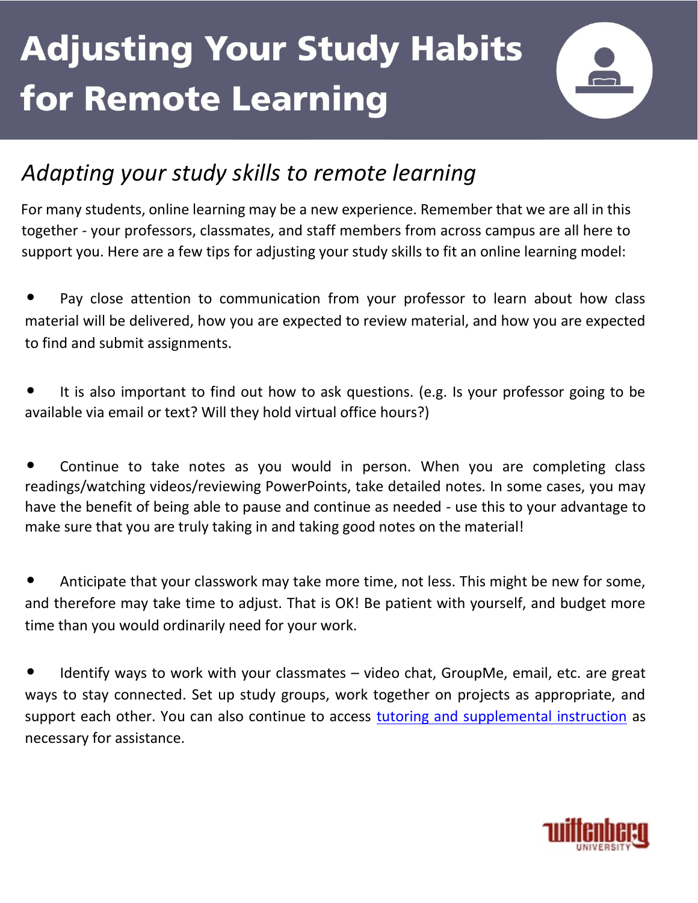# Adjusting Your Study Habits for Remote Learning

## *Adapting your study skills to remote learning*

For many students, online learning may be a new experience. Remember that we are all in this together - your professors, classmates, and staff members from across campus are all here to support you. Here are a few tips for adjusting your study skills to fit an online learning model:

- Pay close attention to communication from your professor to learn about how class material will be delivered, how you are expected to review material, and how you are expected to find and submit assignments.

- It is also important to find out how to ask questions. (e.g. Is your professor going to be available via email or text? Will they hold virtual office hours?)

- Continue to take notes as you would in person. When you are completing class readings/watching videos/reviewing PowerPoints, take detailed notes. In some cases, you may have the benefit of being able to pause and continue as needed - use this to your advantage to make sure that you are truly taking in and taking good notes on the material!

- Anticipate that your classwork may take more time, not less. This might be new for some, and therefore may take time to adjust. That is OK! Be patient with yourself, and budget more time than you would ordinarily need for your work.

- Identify ways to work with your classmates – video chat, GroupMe, email, etc. are great ways to stay connected. Set up study groups, work together on projects as appropriate, and support each other. You can also continue to access tutoring and supplemental instruction as necessary for assistance.

Wittenberg University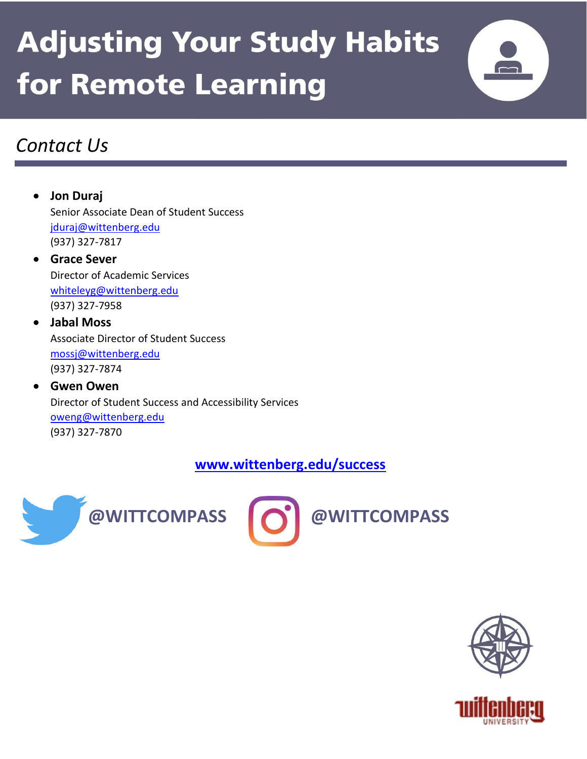# Adjusting Your Study Habits for Remote Learning

## *Contact Us*

- **Jon Duraj**
  Senior Associate Dean of Student Success
  jduraj@wittenberg.edu
  (937) 327-7817
- **Grace Sever**
  Director of Academic Services
  whiteleyg@wittenberg.edu
  (937) 327-7958
- **Jabal Moss**
  Associate Director of Student Success
  mossj@wittenberg.edu
  (937) 327-7874
- **Gwen Owen**
  Director of Student Success and Accessibility Services
  oweng@wittenberg.edu
  (937) 327-7870

**www.wittenberg.edu/success**

**@WITTCOMPASS** **@WITTCOMPASS**